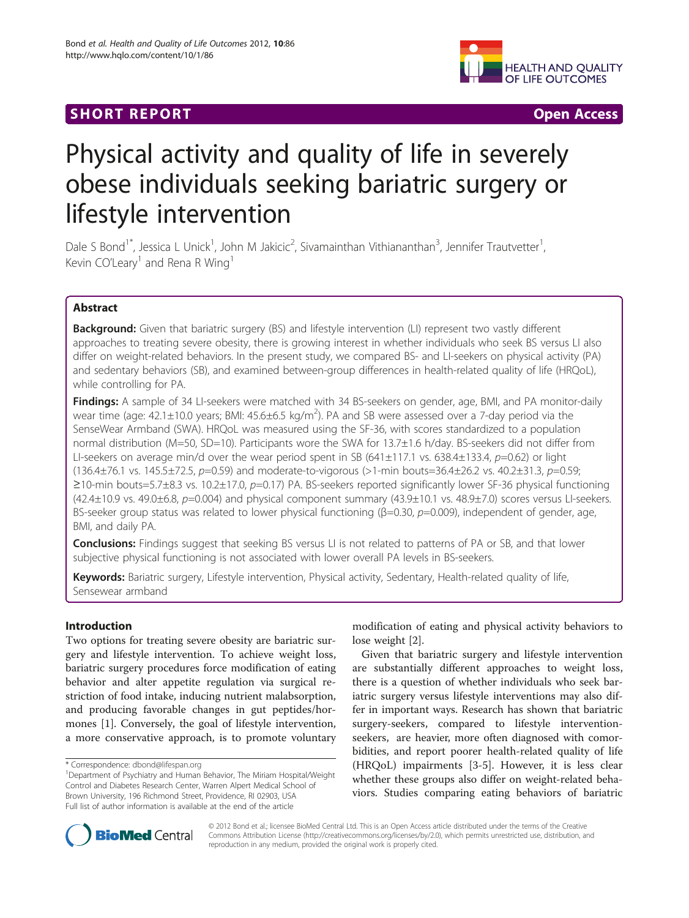**SHORT REPORT** **Open Access**

# Physical activity and quality of life in severely obese individuals seeking bariatric surgery or lifestyle intervention

Dale S Bond[1*], Jessica L Unick[1], John M Jakicic[2], Sivamainthan Vithiananthan[3], Jennifer Trautvetter[1], Kevin C O'Leary[1] and Rena R Wing[1]

## Abstract

**Background:** Given that bariatric surgery (BS) and lifestyle intervention (LI) represent two vastly different approaches to treating severe obesity, there is growing interest in whether individuals who seek BS versus LI also differ on weight-related behaviors. In the present study, we compared BS- and LI-seekers on physical activity (PA) and sedentary behaviors (SB), and examined between-group differences in health-related quality of life (HRQoL), while controlling for PA.

**Findings:** A sample of 34 LI-seekers were matched with 34 BS-seekers on gender, age, BMI, and PA monitor-daily wear time (age: 42.1±10.0 years; BMI: 45.6±6.5 kg/m$^2$). PA and SB were assessed over a 7-day period via the SenseWear Armband (SWA). HRQoL was measured using the SF-36, with scores standardized to a population normal distribution (M=50, SD=10). Participants wore the SWA for 13.7±1.6 h/day. BS-seekers did not differ from LI-seekers on average min/d over the wear period spent in SB (641±117.1 vs. 638.4±133.4, $p$=0.62) or light (136.4±76.1 vs. 145.5±72.5, $p$=0.59) and moderate-to-vigorous (>1-min bouts=36.4±26.2 vs. 40.2±31.3, $p$=0.59; ≥10-min bouts=5.7±8.3 vs. 10.2±17.0, $p$=0.17) PA. BS-seekers reported significantly lower SF-36 physical functioning (42.4±10.9 vs. 49.0±6.8, $p$=0.004) and physical component summary (43.9±10.1 vs. 48.9±7.0) scores versus LI-seekers. BS-seeker group status was related to lower physical functioning (β=0.30, $p$=0.009), independent of gender, age, BMI, and daily PA.

**Conclusions:** Findings suggest that seeking BS versus LI is not related to patterns of PA or SB, and that lower subjective physical functioning is not associated with lower overall PA levels in BS-seekers.

**Keywords:** Bariatric surgery, Lifestyle intervention, Physical activity, Sedentary, Health-related quality of life, Sensewear armband

## Introduction

Two options for treating severe obesity are bariatric surgery and lifestyle intervention. To achieve weight loss, bariatric surgery procedures force modification of eating behavior and alter appetite regulation via surgical restriction of food intake, inducing nutrient malabsorption, and producing favorable changes in gut peptides/hormones [1]. Conversely, the goal of lifestyle intervention, a more conservative approach, is to promote voluntary modification of eating and physical activity behaviors to lose weight [2].

Given that bariatric surgery and lifestyle intervention are substantially different approaches to weight loss, there is a question of whether individuals who seek bariatric surgery versus lifestyle interventions may also differ in important ways. Research has shown that bariatric surgery-seekers, compared to lifestyle intervention-seekers, are heavier, more often diagnosed with comorbidities, and report poorer health-related quality of life (HRQoL) impairments [3-5]. However, it is less clear whether these groups also differ on weight-related behaviors. Studies comparing eating behaviors of bariatric

\* Correspondence: dbond@lifespan.org
[1]Department of Psychiatry and Human Behavior, The Miriam Hospital/Weight Control and Diabetes Research Center, Warren Alpert Medical School of Brown University, 196 Richmond Street, Providence, RI 02903, USA
Full list of author information is available at the end of the article

© 2012 Bond et al.; licensee BioMed Central Ltd. This is an Open Access article distributed under the terms of the Creative Commons Attribution License (http://creativecommons.org/licenses/by/2.0), which permits unrestricted use, distribution, and reproduction in any medium, provided the original work is properly cited.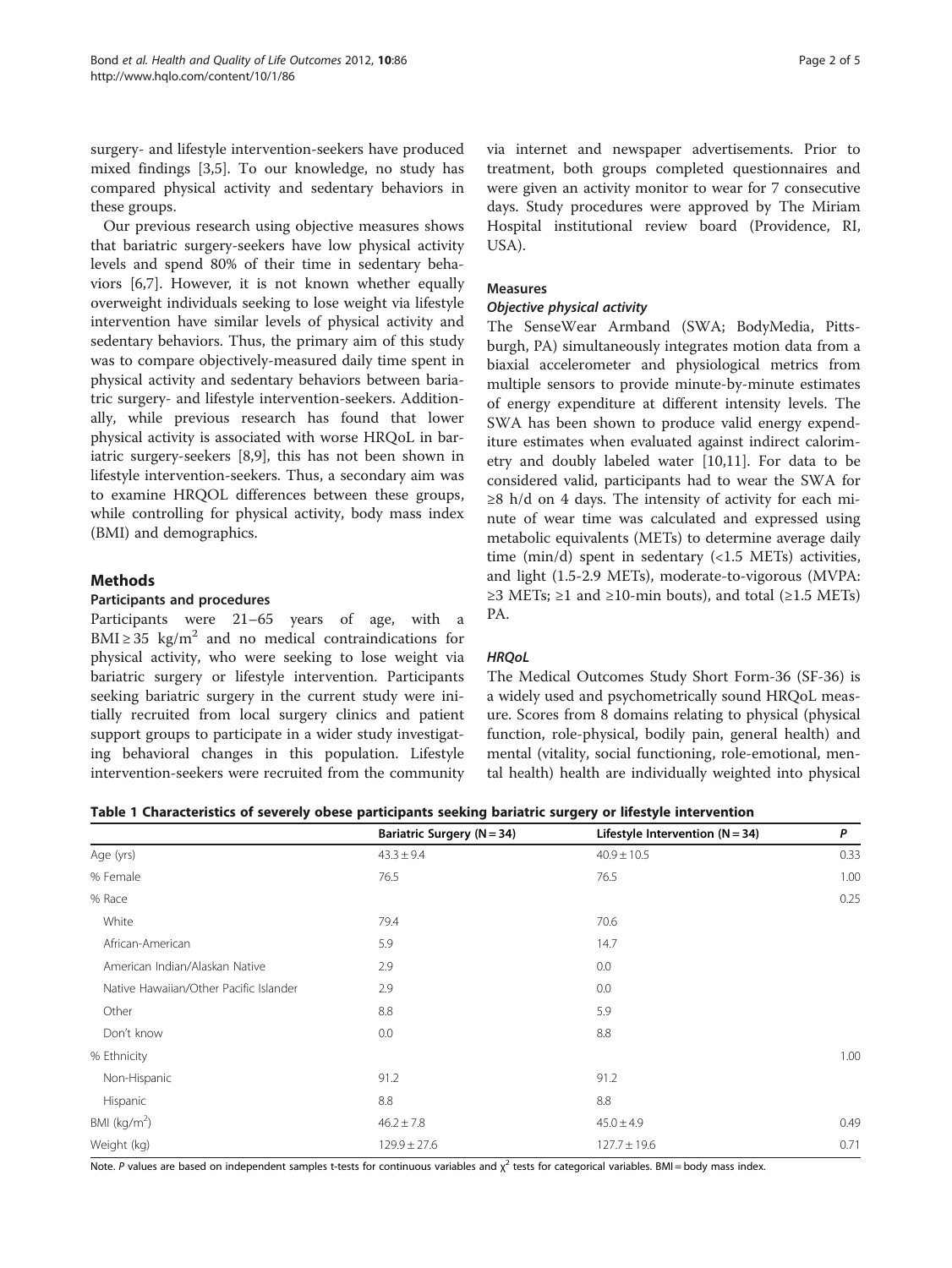surgery- and lifestyle intervention-seekers have produced mixed findings [3,5]. To our knowledge, no study has compared physical activity and sedentary behaviors in these groups.

Our previous research using objective measures shows that bariatric surgery-seekers have low physical activity levels and spend 80% of their time in sedentary behaviors [6,7]. However, it is not known whether equally overweight individuals seeking to lose weight via lifestyle intervention have similar levels of physical activity and sedentary behaviors. Thus, the primary aim of this study was to compare objectively-measured daily time spent in physical activity and sedentary behaviors between bariatric surgery- and lifestyle intervention-seekers. Additionally, while previous research has found that lower physical activity is associated with worse HRQoL in bariatric surgery-seekers [8,9], this has not been shown in lifestyle intervention-seekers. Thus, a secondary aim was to examine HRQOL differences between these groups, while controlling for physical activity, body mass index (BMI) and demographics.

## Methods

### Participants and procedures

Participants were 21–65 years of age, with a BMI ≥ 35 kg/m$^2$ and no medical contraindications for physical activity, who were seeking to lose weight via bariatric surgery or lifestyle intervention. Participants seeking bariatric surgery in the current study were initially recruited from local surgery clinics and patient support groups to participate in a wider study investigating behavioral changes in this population. Lifestyle intervention-seekers were recruited from the community via internet and newspaper advertisements. Prior to treatment, both groups completed questionnaires and were given an activity monitor to wear for 7 consecutive days. Study procedures were approved by The Miriam Hospital institutional review board (Providence, RI, USA).

### Measures

#### *Objective physical activity*

The SenseWear Armband (SWA; BodyMedia, Pittsburgh, PA) simultaneously integrates motion data from a biaxial accelerometer and physiological metrics from multiple sensors to provide minute-by-minute estimates of energy expenditure at different intensity levels. The SWA has been shown to produce valid energy expenditure estimates when evaluated against indirect calorimetry and doubly labeled water [10,11]. For data to be considered valid, participants had to wear the SWA for ≥8 h/d on 4 days. The intensity of activity for each minute of wear time was calculated and expressed using metabolic equivalents (METs) to determine average daily time (min/d) spent in sedentary (<1.5 METs) activities, and light (1.5-2.9 METs), moderate-to-vigorous (MVPA: ≥3 METs; ≥1 and ≥10-min bouts), and total (≥1.5 METs) PA.

#### *HRQoL*

The Medical Outcomes Study Short Form-36 (SF-36) is a widely used and psychometrically sound HRQoL measure. Scores from 8 domains relating to physical (physical function, role-physical, bodily pain, general health) and mental (vitality, social functioning, role-emotional, mental health) health are individually weighted into physical

**Table 1 Characteristics of severely obese participants seeking bariatric surgery or lifestyle intervention**

| | Bariatric Surgery (N = 34) | Lifestyle Intervention (N = 34) | *P* |
|---|---|---|---|
| Age (yrs) | 43.3 ± 9.4 | 40.9 ± 10.5 | 0.33 |
| % Female | 76.5 | 76.5 | 1.00 |
| % Race | | | 0.25 |
| White | 79.4 | 70.6 | |
| African-American | 5.9 | 14.7 | |
| American Indian/Alaskan Native | 2.9 | 0.0 | |
| Native Hawaiian/Other Pacific Islander | 2.9 | 0.0 | |
| Other | 8.8 | 5.9 | |
| Don't know | 0.0 | 8.8 | |
| % Ethnicity | | | 1.00 |
| Non-Hispanic | 91.2 | 91.2 | |
| Hispanic | 8.8 | 8.8 | |
| BMI (kg/m$^2$) | 46.2 ± 7.8 | 45.0 ± 4.9 | 0.49 |
| Weight (kg) | 129.9 ± 27.6 | 127.7 ± 19.6 | 0.71 |

Note. *P* values are based on independent samples t-tests for continuous variables and $\chi^2$ tests for categorical variables. BMI = body mass index.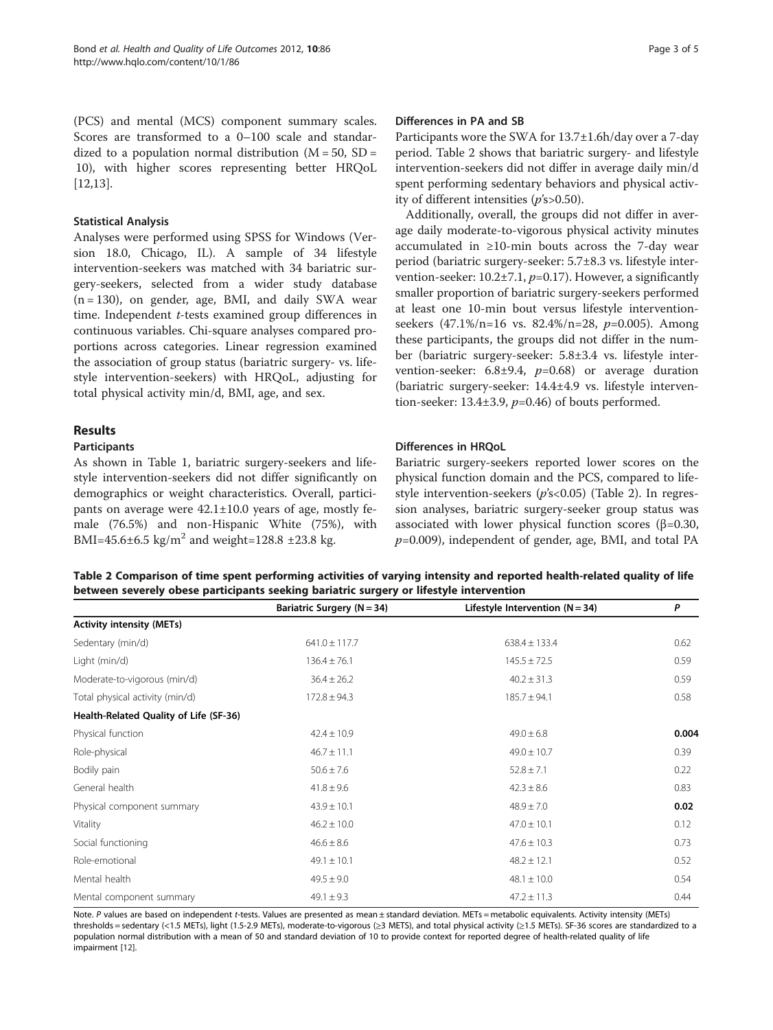(PCS) and mental (MCS) component summary scales. Scores are transformed to a 0–100 scale and standardized to a population normal distribution (M = 50, SD = 10), with higher scores representing better HRQoL [12,13].

### Statistical Analysis

Analyses were performed using SPSS for Windows (Version 18.0, Chicago, IL). A sample of 34 lifestyle intervention-seekers was matched with 34 bariatric surgery-seekers, selected from a wider study database (n = 130), on gender, age, BMI, and daily SWA wear time. Independent *t*-tests examined group differences in continuous variables. Chi-square analyses compared proportions across categories. Linear regression examined the association of group status (bariatric surgery- vs. lifestyle intervention-seekers) with HRQoL, adjusting for total physical activity min/d, BMI, age, and sex.

## Results

### Participants

As shown in Table 1, bariatric surgery-seekers and lifestyle intervention-seekers did not differ significantly on demographics or weight characteristics. Overall, participants on average were 42.1±10.0 years of age, mostly female (76.5%) and non-Hispanic White (75%), with BMI=45.6±6.5 kg/m$^2$ and weight=128.8 ±23.8 kg.

### Differences in PA and SB

Participants wore the SWA for 13.7±1.6h/day over a 7-day period. Table 2 shows that bariatric surgery- and lifestyle intervention-seekers did not differ in average daily min/d spent performing sedentary behaviors and physical activity of different intensities (*p*'s>0.50).

Additionally, overall, the groups did not differ in average daily moderate-to-vigorous physical activity minutes accumulated in ≥10-min bouts across the 7-day wear period (bariatric surgery-seeker: 5.7±8.3 vs. lifestyle intervention-seeker: 10.2±7.1, *p*=0.17). However, a significantly smaller proportion of bariatric surgery-seekers performed at least one 10-min bout versus lifestyle intervention-seekers (47.1%/n=16 vs. 82.4%/n=28, *p*=0.005). Among these participants, the groups did not differ in the number (bariatric surgery-seeker: 5.8±3.4 vs. lifestyle intervention-seeker: 6.8±9.4, *p*=0.68) or average duration (bariatric surgery-seeker: 14.4±4.9 vs. lifestyle intervention-seeker: 13.4±3.9, *p*=0.46) of bouts performed.

### Differences in HRQoL

Bariatric surgery-seekers reported lower scores on the physical function domain and the PCS, compared to lifestyle intervention-seekers (*p*'s<0.05) (Table 2). In regression analyses, bariatric surgery-seeker group status was associated with lower physical function scores (β=0.30, *p*=0.009), independent of gender, age, BMI, and total PA

**Table 2 Comparison of time spent performing activities of varying intensity and reported health-related quality of life between severely obese participants seeking bariatric surgery or lifestyle intervention**

| | Bariatric Surgery (N = 34) | Lifestyle Intervention (N = 34) | P |
|---|---|---|---|
| **Activity intensity (METs)** | | | |
| Sedentary (min/d) | 641.0 ± 117.7 | 638.4 ± 133.4 | 0.62 |
| Light (min/d) | 136.4 ± 76.1 | 145.5 ± 72.5 | 0.59 |
| Moderate-to-vigorous (min/d) | 36.4 ± 26.2 | 40.2 ± 31.3 | 0.59 |
| Total physical activity (min/d) | 172.8 ± 94.3 | 185.7 ± 94.1 | 0.58 |
| **Health-Related Quality of Life (SF-36)** | | | |
| Physical function | 42.4 ± 10.9 | 49.0 ± 6.8 | **0.004** |
| Role-physical | 46.7 ± 11.1 | 49.0 ± 10.7 | 0.39 |
| Bodily pain | 50.6 ± 7.6 | 52.8 ± 7.1 | 0.22 |
| General health | 41.8 ± 9.6 | 42.3 ± 8.6 | 0.83 |
| Physical component summary | 43.9 ± 10.1 | 48.9 ± 7.0 | **0.02** |
| Vitality | 46.2 ± 10.0 | 47.0 ± 10.1 | 0.12 |
| Social functioning | 46.6 ± 8.6 | 47.6 ± 10.3 | 0.73 |
| Role-emotional | 49.1 ± 10.1 | 48.2 ± 12.1 | 0.52 |
| Mental health | 49.5 ± 9.0 | 48.1 ± 10.0 | 0.54 |
| Mental component summary | 49.1 ± 9.3 | 47.2 ± 11.3 | 0.44 |

Note. *P* values are based on independent *t*-tests. Values are presented as mean ± standard deviation. METs = metabolic equivalents. Activity intensity (METs) thresholds = sedentary (<1.5 METs), light (1.5-2.9 METs), moderate-to-vigorous (≥3 METS), and total physical activity (≥1.5 METs). SF-36 scores are standardized to a population normal distribution with a mean of 50 and standard deviation of 10 to provide context for reported degree of health-related quality of life impairment [12].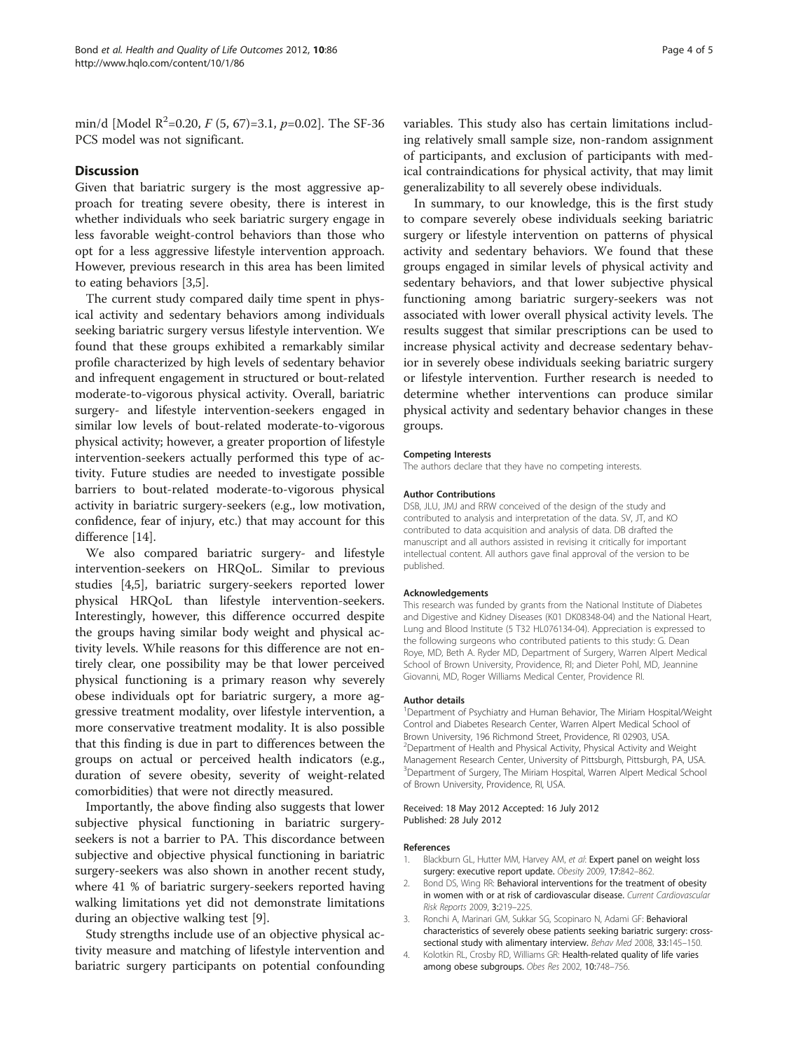min/d [Model $R^2$=0.20, $F$ (5, 67)=3.1, $p$=0.02]. The SF-36 PCS model was not significant.

## Discussion

Given that bariatric surgery is the most aggressive approach for treating severe obesity, there is interest in whether individuals who seek bariatric surgery engage in less favorable weight-control behaviors than those who opt for a less aggressive lifestyle intervention approach. However, previous research in this area has been limited to eating behaviors [3,5].

The current study compared daily time spent in physical activity and sedentary behaviors among individuals seeking bariatric surgery versus lifestyle intervention. We found that these groups exhibited a remarkably similar profile characterized by high levels of sedentary behavior and infrequent engagement in structured or bout-related moderate-to-vigorous physical activity. Overall, bariatric surgery- and lifestyle intervention-seekers engaged in similar low levels of bout-related moderate-to-vigorous physical activity; however, a greater proportion of lifestyle intervention-seekers actually performed this type of activity. Future studies are needed to investigate possible barriers to bout-related moderate-to-vigorous physical activity in bariatric surgery-seekers (e.g., low motivation, confidence, fear of injury, etc.) that may account for this difference [14].

We also compared bariatric surgery- and lifestyle intervention-seekers on HRQoL. Similar to previous studies [4,5], bariatric surgery-seekers reported lower physical HRQoL than lifestyle intervention-seekers. Interestingly, however, this difference occurred despite the groups having similar body weight and physical activity levels. While reasons for this difference are not entirely clear, one possibility may be that lower perceived physical functioning is a primary reason why severely obese individuals opt for bariatric surgery, a more aggressive treatment modality, over lifestyle intervention, a more conservative treatment modality. It is also possible that this finding is due in part to differences between the groups on actual or perceived health indicators (e.g., duration of severe obesity, severity of weight-related comorbidities) that were not directly measured.

Importantly, the above finding also suggests that lower subjective physical functioning in bariatric surgery-seekers is not a barrier to PA. This discordance between subjective and objective physical functioning in bariatric surgery-seekers was also shown in another recent study, where 41 % of bariatric surgery-seekers reported having walking limitations yet did not demonstrate limitations during an objective walking test [9].

Study strengths include use of an objective physical activity measure and matching of lifestyle intervention and bariatric surgery participants on potential confounding variables. This study also has certain limitations including relatively small sample size, non-random assignment of participants, and exclusion of participants with medical contraindications for physical activity, that may limit generalizability to all severely obese individuals.

In summary, to our knowledge, this is the first study to compare severely obese individuals seeking bariatric surgery or lifestyle intervention on patterns of physical activity and sedentary behaviors. We found that these groups engaged in similar levels of physical activity and sedentary behaviors, and that lower subjective physical functioning among bariatric surgery-seekers was not associated with lower overall physical activity levels. The results suggest that similar prescriptions can be used to increase physical activity and decrease sedentary behavior in severely obese individuals seeking bariatric surgery or lifestyle intervention. Further research is needed to determine whether interventions can produce similar physical activity and sedentary behavior changes in these groups.

#### Competing Interests

The authors declare that they have no competing interests.

#### Author Contributions

DSB, JLU, JMJ and RRW conceived of the design of the study and contributed to analysis and interpretation of the data. SV, JT, and KO contributed to data acquisition and analysis of data. DB drafted the manuscript and all authors assisted in revising it critically for important intellectual content. All authors gave final approval of the version to be published.

#### Acknowledgements

This research was funded by grants from the National Institute of Diabetes and Digestive and Kidney Diseases (K01 DK08348-04) and the National Heart, Lung and Blood Institute (5 T32 HL076134-04). Appreciation is expressed to the following surgeons who contributed patients to this study: G. Dean Roye, MD, Beth A. Ryder MD, Department of Surgery, Warren Alpert Medical School of Brown University, Providence, RI; and Dieter Pohl, MD, Jeannine Giovanni, MD, Roger Williams Medical Center, Providence RI.

#### Author details

[1]Department of Psychiatry and Human Behavior, The Miriam Hospital/Weight Control and Diabetes Research Center, Warren Alpert Medical School of Brown University, 196 Richmond Street, Providence, RI 02903, USA. [2]Department of Health and Physical Activity, Physical Activity and Weight Management Research Center, University of Pittsburgh, Pittsburgh, PA, USA. [3]Department of Surgery, The Miriam Hospital, Warren Alpert Medical School of Brown University, Providence, RI, USA.

Received: 18 May 2012 Accepted: 16 July 2012
Published: 28 July 2012

#### References

1. Blackburn GL, Hutter MM, Harvey AM, *et al*: **Expert panel on weight loss surgery: executive report update.** *Obesity* 2009, **17**:842–862.
2. Bond DS, Wing RR: **Behavioral interventions for the treatment of obesity in women with or at risk of cardiovascular disease.** *Current Cardiovascular Risk Reports* 2009, **3**:219–225.
3. Ronchi A, Marinari GM, Sukkar SG, Scopinaro N, Adami GF: **Behavioral characteristics of severely obese patients seeking bariatric surgery: cross-sectional study with alimentary interview.** *Behav Med* 2008, **33**:145–150.
4. Kolotkin RL, Crosby RD, Williams GR: **Health-related quality of life varies among obese subgroups.** *Obes Res* 2002, **10**:748–756.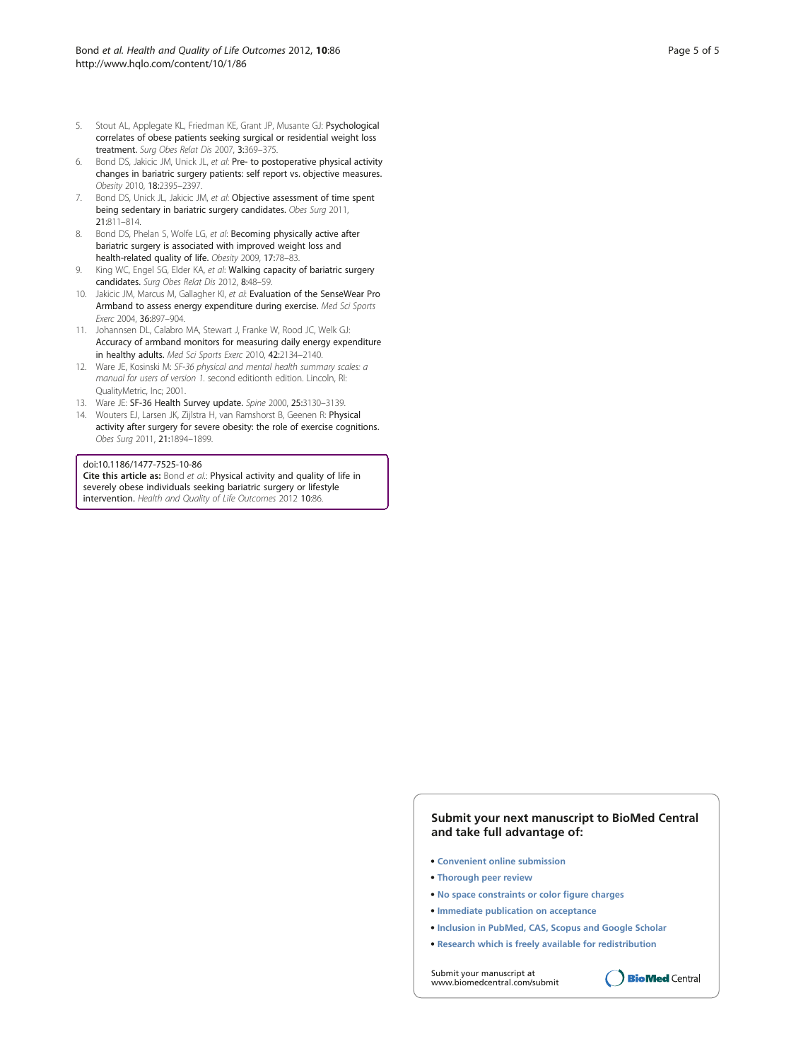5. Stout AL, Applegate KL, Friedman KE, Grant JP, Musante GJ: **Psychological correlates of obese patients seeking surgical or residential weight loss treatment.** *Surg Obes Relat Dis* 2007, **3:**369–375.
6. Bond DS, Jakicic JM, Unick JL, *et al*: **Pre- to postoperative physical activity changes in bariatric surgery patients: self report vs. objective measures.** *Obesity* 2010, **18:**2395–2397.
7. Bond DS, Unick JL, Jakicic JM, *et al*: **Objective assessment of time spent being sedentary in bariatric surgery candidates.** *Obes Surg* 2011, **21:**811–814.
8. Bond DS, Phelan S, Wolfe LG, *et al*: **Becoming physically active after bariatric surgery is associated with improved weight loss and health-related quality of life.** *Obesity* 2009, **17:**78–83.
9. King WC, Engel SG, Elder KA, *et al*: **Walking capacity of bariatric surgery candidates.** *Surg Obes Relat Dis* 2012, **8:**48–59.
10. Jakicic JM, Marcus M, Gallagher KI, *et al*: **Evaluation of the SenseWear Pro Armband to assess energy expenditure during exercise.** *Med Sci Sports Exerc* 2004, **36:**897–904.
11. Johannsen DL, Calabro MA, Stewart J, Franke W, Rood JC, Welk GJ: **Accuracy of armband monitors for measuring daily energy expenditure in healthy adults.** *Med Sci Sports Exerc* 2010, **42:**2134–2140.
12. Ware JE, Kosinski M: *SF-36 physical and mental health summary scales: a manual for users of version 1*. second editionth edition. Lincoln, RI: QualityMetric, Inc; 2001.
13. Ware JE: **SF-36 Health Survey update.** *Spine* 2000, **25:**3130–3139.
14. Wouters EJ, Larsen JK, Zijlstra H, van Ramshorst B, Geenen R: **Physical activity after surgery for severe obesity: the role of exercise cognitions.** *Obes Surg* 2011, **21:**1894–1899.

doi:10.1186/1477-7525-10-86

**Cite this article as:** Bond *et al.*: Physical activity and quality of life in severely obese individuals seeking bariatric surgery or lifestyle intervention. *Health and Quality of Life Outcomes* 2012 **10:**86.

**Submit your next manuscript to BioMed Central and take full advantage of:**

- **Convenient online submission**
- **Thorough peer review**
- **No space constraints or color figure charges**
- **Immediate publication on acceptance**
- **Inclusion in PubMed, CAS, Scopus and Google Scholar**
- **Research which is freely available for redistribution**

Submit your manuscript at www.biomedcentral.com/submit

BioMed Central